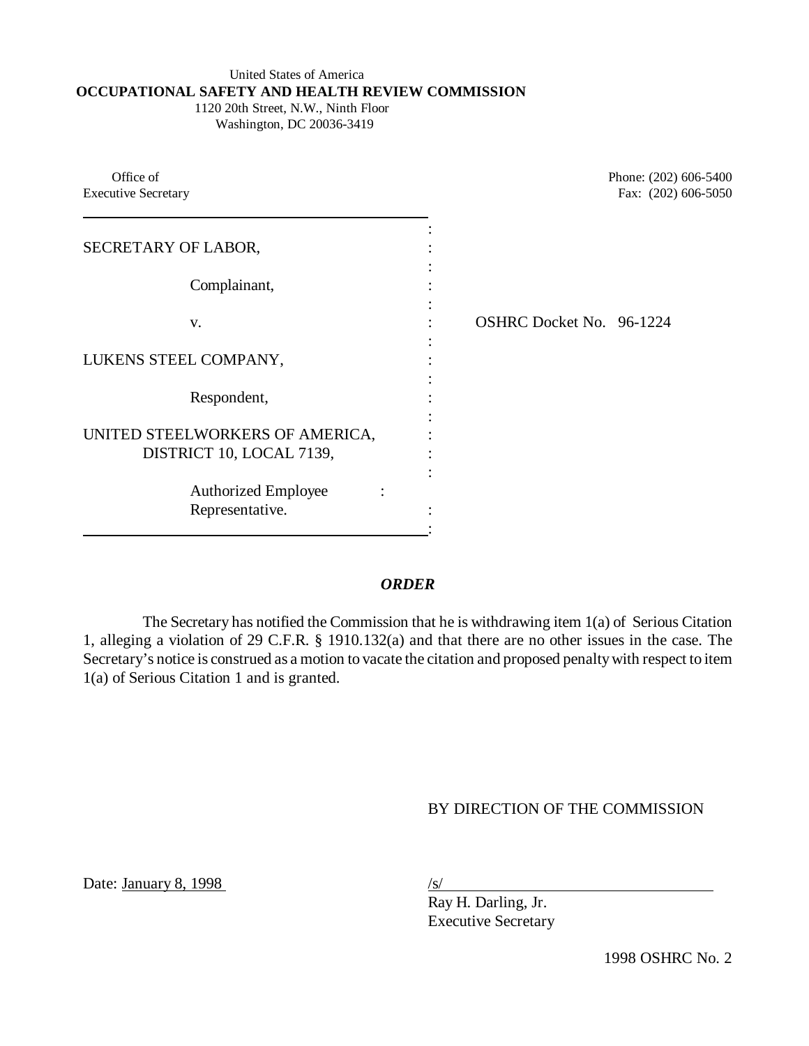United States of America
**OCCUPATIONAL SAFETY AND HEALTH REVIEW COMMISSION**
1120 20th Street, N.W., Ninth Floor
Washington, DC 20036-3419

Office of
Executive Secretary

Phone: (202) 606-5400
Fax: (202) 606-5050

SECRETARY OF LABOR,

Complainant,

v.

LUKENS STEEL COMPANY,

Respondent,

UNITED STEELWORKERS OF AMERICA,
DISTRICT 10, LOCAL 7139,

Authorized Employee
Representative.

OSHRC Docket No. 96-1224

***ORDER***

The Secretary has notified the Commission that he is withdrawing item 1(a) of Serious Citation 1, alleging a violation of 29 C.F.R. § 1910.132(a) and that there are no other issues in the case. The Secretary's notice is construed as a motion to vacate the citation and proposed penalty with respect to item 1(a) of Serious Citation 1 and is granted.

BY DIRECTION OF THE COMMISSION

Date: January 8, 1998

/s/
Ray H. Darling, Jr.
Executive Secretary

1998 OSHRC No. 2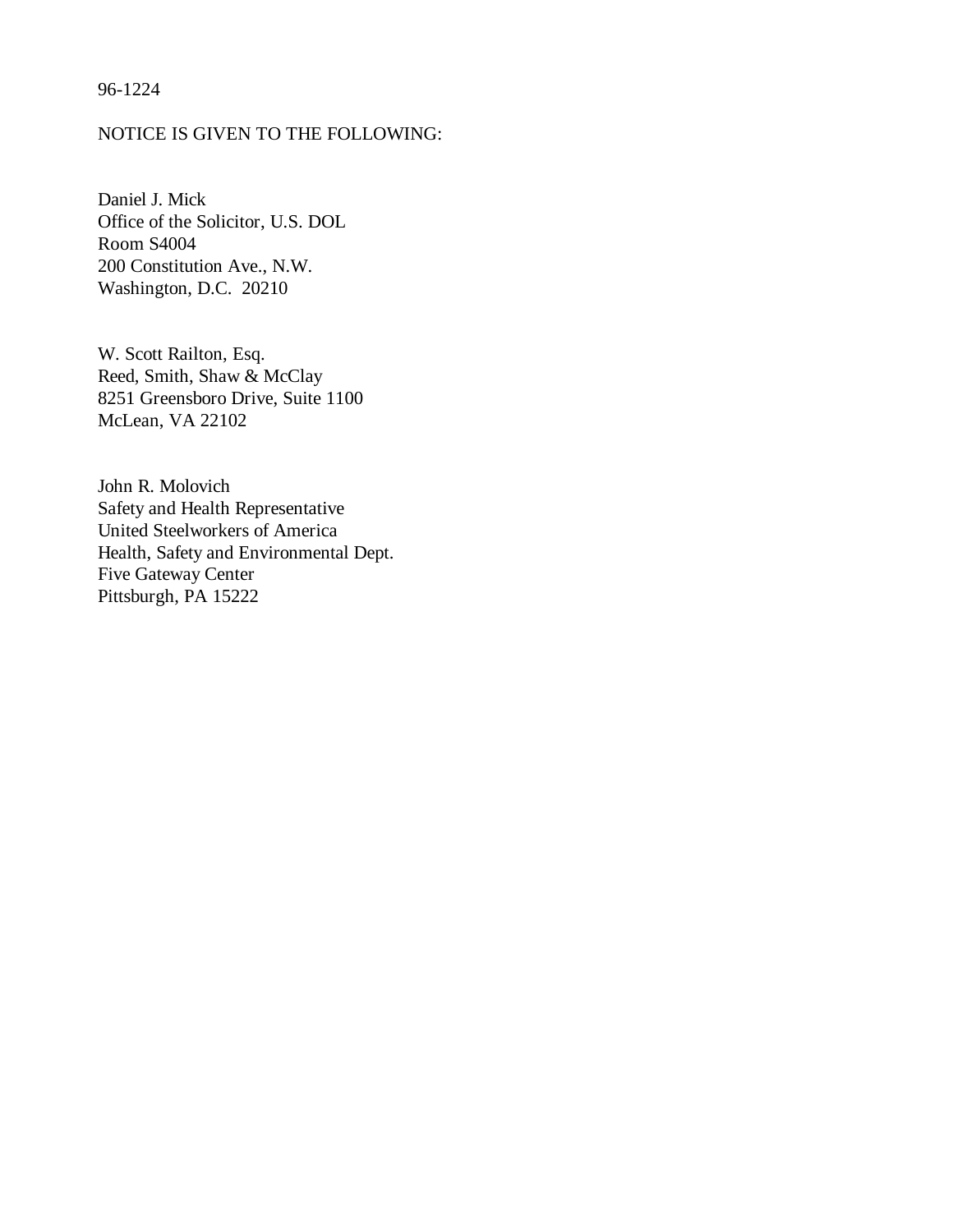96-1224

NOTICE IS GIVEN TO THE FOLLOWING:

Daniel J. Mick
Office of the Solicitor, U.S. DOL
Room S4004
200 Constitution Ave., N.W.
Washington, D.C. 20210

W. Scott Railton, Esq.
Reed, Smith, Shaw & McClay
8251 Greensboro Drive, Suite 1100
McLean, VA 22102

John R. Molovich
Safety and Health Representative
United Steelworkers of America
Health, Safety and Environmental Dept.
Five Gateway Center
Pittsburgh, PA 15222